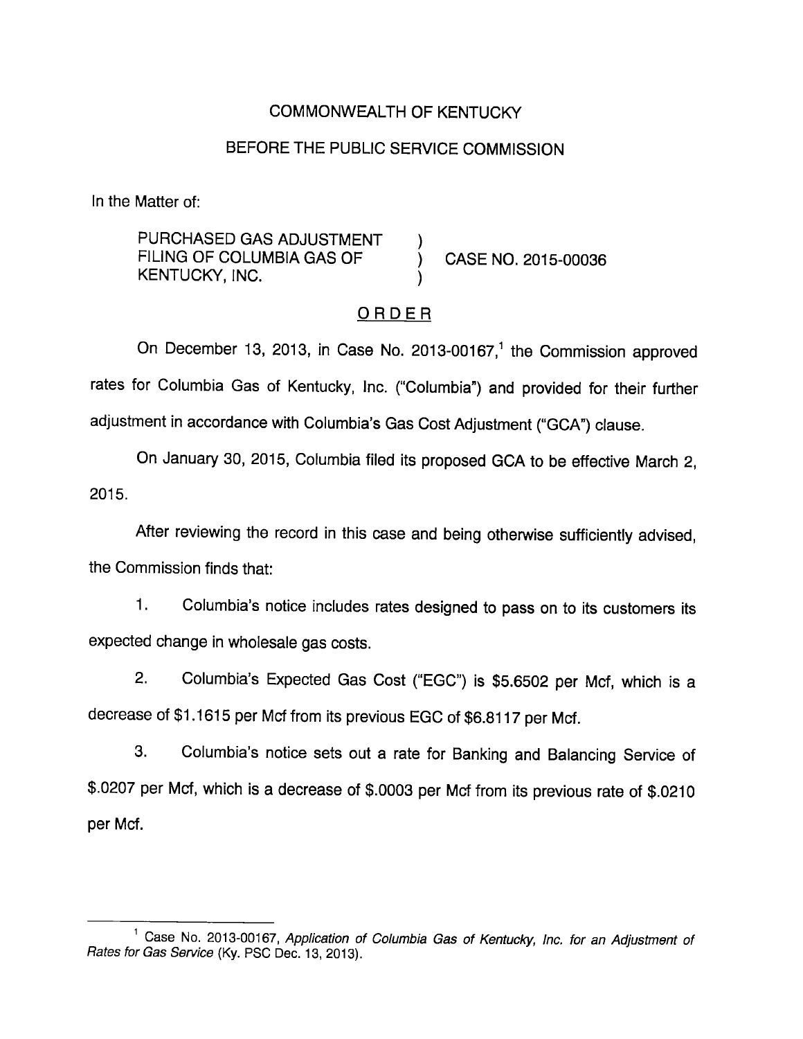COMMONWEALTH OF KENTUCKY

BEFORE THE PUBLIC SERVICE COMMISSION

In the Matter of:

PURCHASED GAS ADJUSTMENT FILING OF COLUMBIA GAS OF KENTUCKY, INC. ) CASE NO. 2015-00036

ORDER

On December 13, 2013, in Case No. 2013-00167,[1] the Commission approved rates for Columbia Gas of Kentucky, Inc. ("Columbia") and provided for their further adjustment in accordance with Columbia's Gas Cost Adjustment ("GCA") clause.

On January 30, 2015, Columbia filed its proposed GCA to be effective March 2, 2015.

After reviewing the record in this case and being otherwise sufficiently advised, the Commission finds that:

1. Columbia's notice includes rates designed to pass on to its customers its expected change in wholesale gas costs.

2. Columbia's Expected Gas Cost ("EGC") is $5.6502 per Mcf, which is a decrease of $1.1615 per Mcf from its previous EGC of $6.8117 per Mcf.

3. Columbia's notice sets out a rate for Banking and Balancing Service of $.0207 per Mcf, which is a decrease of $.0003 per Mcf from its previous rate of $.0210 per Mcf.

[1] Case No. 2013-00167, *Application of Columbia Gas of Kentucky, Inc. for an Adjustment of Rates for Gas Service* (Ky. PSC Dec. 13, 2013).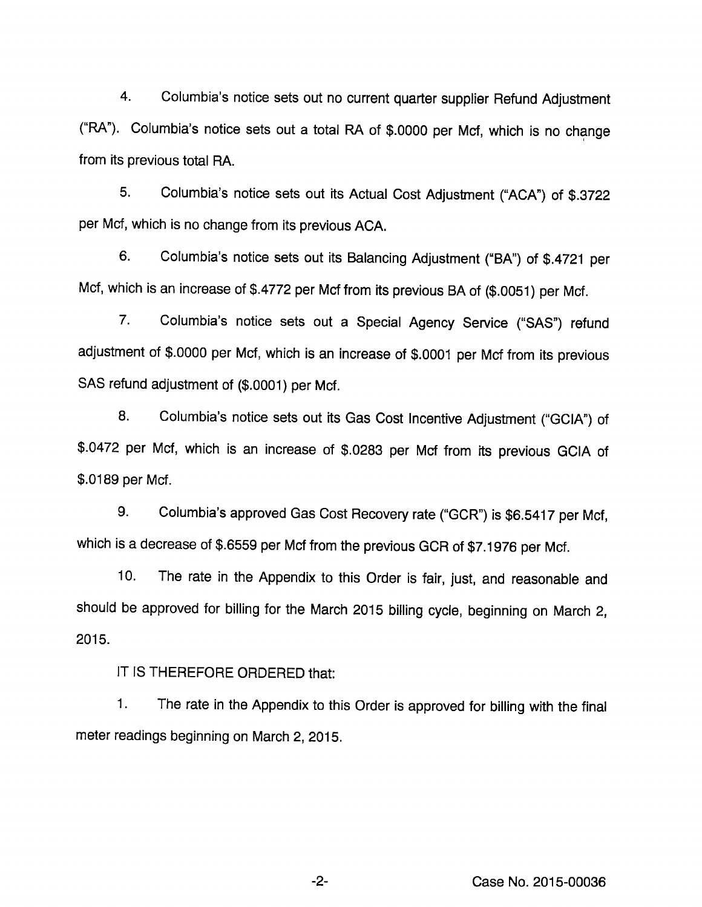4. Columbia's notice sets out no current quarter supplier Refund Adjustment ("RA"). Columbia's notice sets out a total RA of $.0000 per Mcf, which is no change from its previous total RA.

5. Columbia's notice sets out its Actual Cost Adjustment ("ACA") of $.3722 per Mcf, which is no change from its previous ACA.

6. Columbia's notice sets out its Balancing Adjustment ("BA") of $.4721 per Mcf, which is an increase of $.4772 per Mcf from its previous BA of ($.0051) per Mcf.

7. Columbia's notice sets out a Special Agency Service ("SAS") refund adjustment of $.0000 per Mcf, which is an increase of $.0001 per Mcf from its previous SAS refund adjustment of ($.0001) per Mcf.

8. Columbia's notice sets out its Gas Cost Incentive Adjustment ("GCIA") of $.0472 per Mcf, which is an increase of $.0283 per Mcf from its previous GCIA of $.0189 per Mcf.

9. Columbia's approved Gas Cost Recovery rate ("GCR") is $6.5417 per Mcf, which is a decrease of $.6559 per Mcf from the previous GCR of $7.1976 per Mcf.

10. The rate in the Appendix to this Order is fair, just, and reasonable and should be approved for billing for the March 2015 billing cycle, beginning on March 2, 2015.

IT IS THEREFORE ORDERED that:

1. The rate in the Appendix to this Order is approved for billing with the final meter readings beginning on March 2, 2015.

Case No. 2015-00036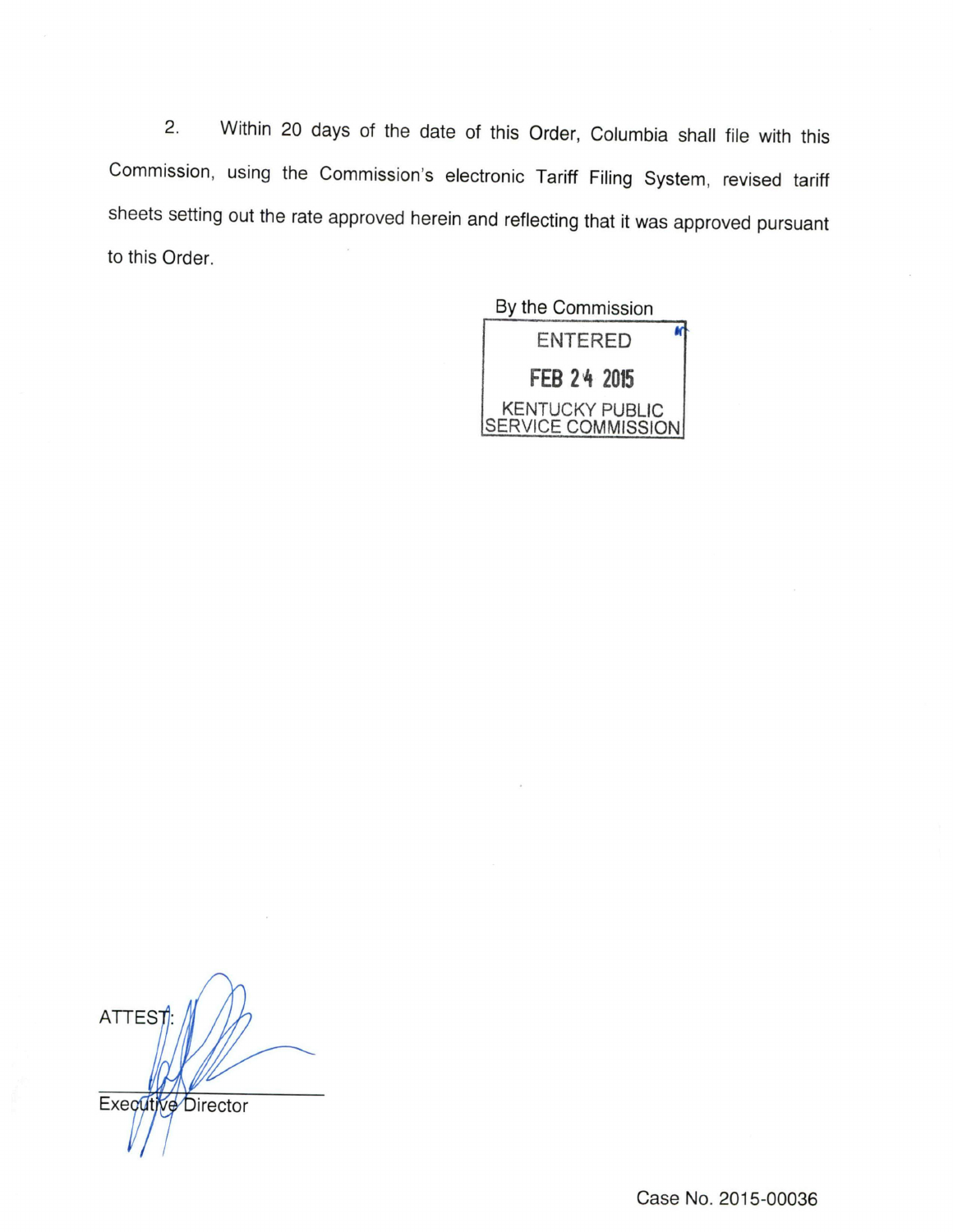2. Within 20 days of the date of this Order, Columbia shall file with this Commission, using the Commission's electronic Tariff Filing System, revised tariff sheets setting out the rate approved herein and reflecting that it was approved pursuant to this Order.

By the Commission

ENTERED

FEB 24 2015

KENTUCKY PUBLIC SERVICE COMMISSION

ATTEST:

Executive Director

Case No. 2015-00036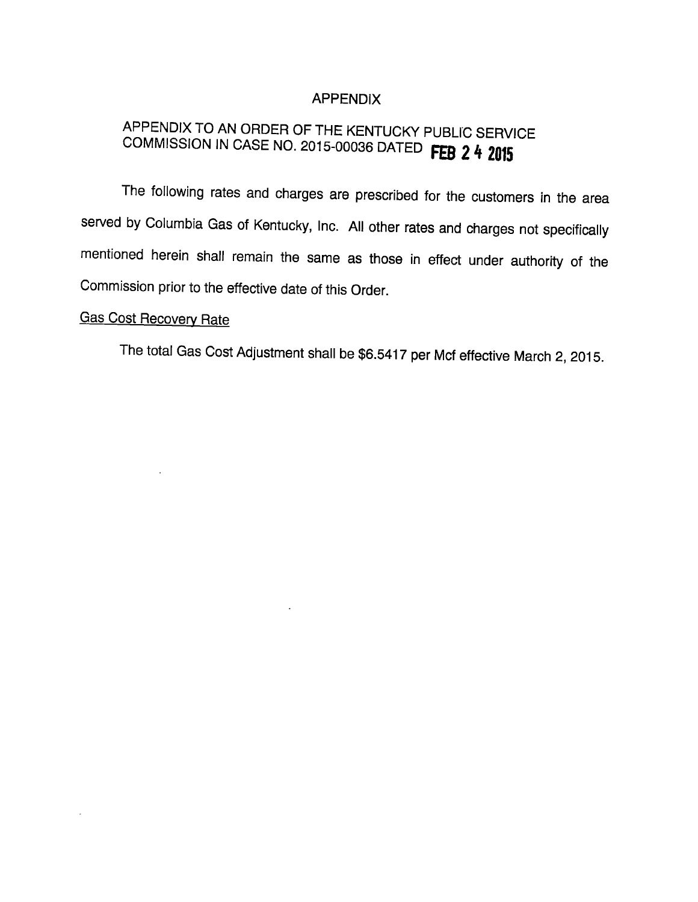# APPENDIX

## APPENDIX TO AN ORDER OF THE KENTUCKY PUBLIC SERVICE COMMISSION IN CASE NO. 2015-00036 DATED FEB 24 2015

The following rates and charges are prescribed for the customers in the area served by Columbia Gas of Kentucky, Inc. All other rates and charges not specifically mentioned herein shall remain the same as those in effect under authority of the Commission prior to the effective date of this Order.

### Gas Cost Recovery Rate

The total Gas Cost Adjustment shall be $6.5417 per Mcf effective March 2, 2015.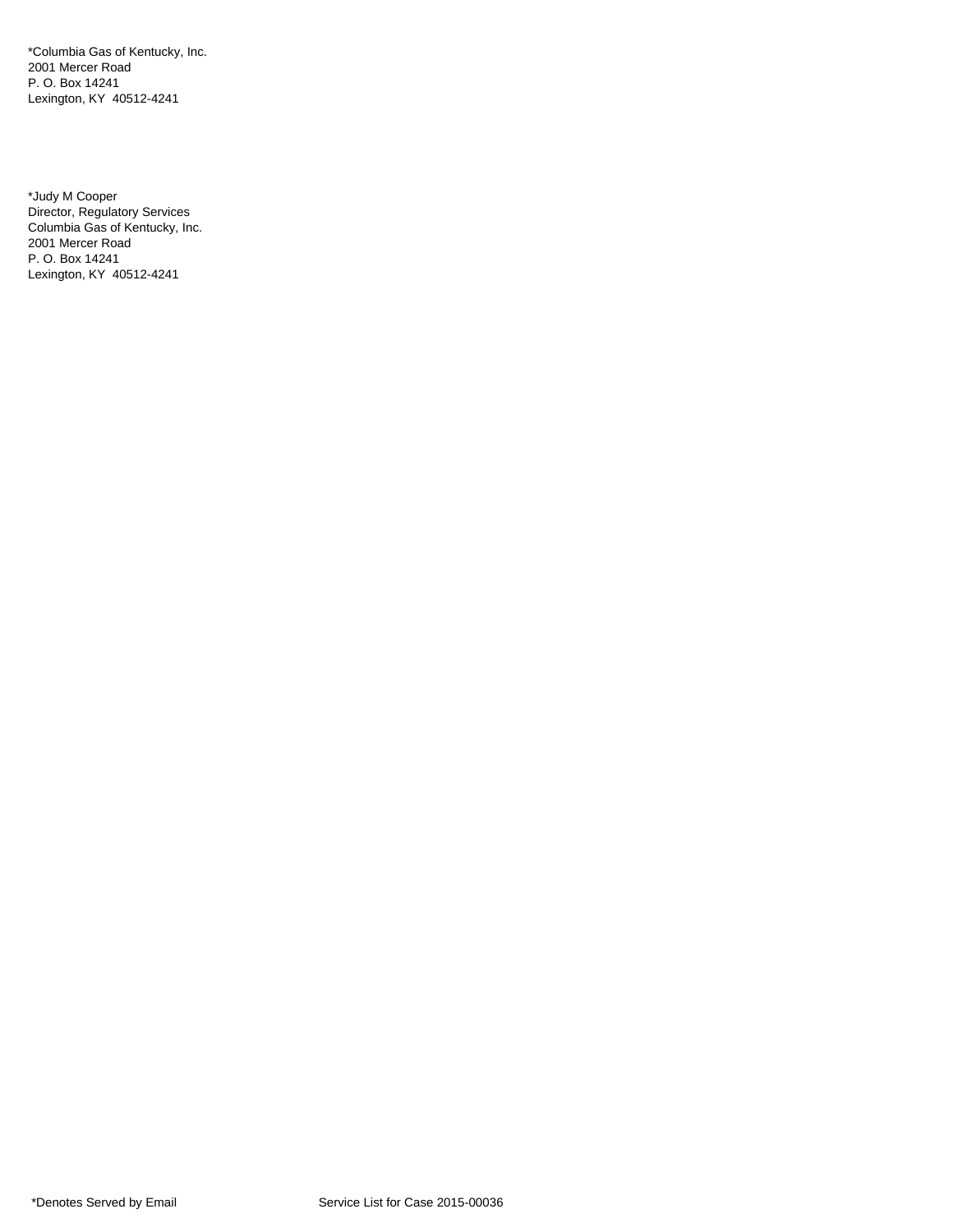*Columbia Gas of Kentucky, Inc.
2001 Mercer Road
P. O. Box 14241
Lexington, KY 40512-4241

*Judy M Cooper
Director, Regulatory Services
Columbia Gas of Kentucky, Inc.
2001 Mercer Road
P. O. Box 14241
Lexington, KY 40512-4241

*Denotes Served by Email

Service List for Case 2015-00036